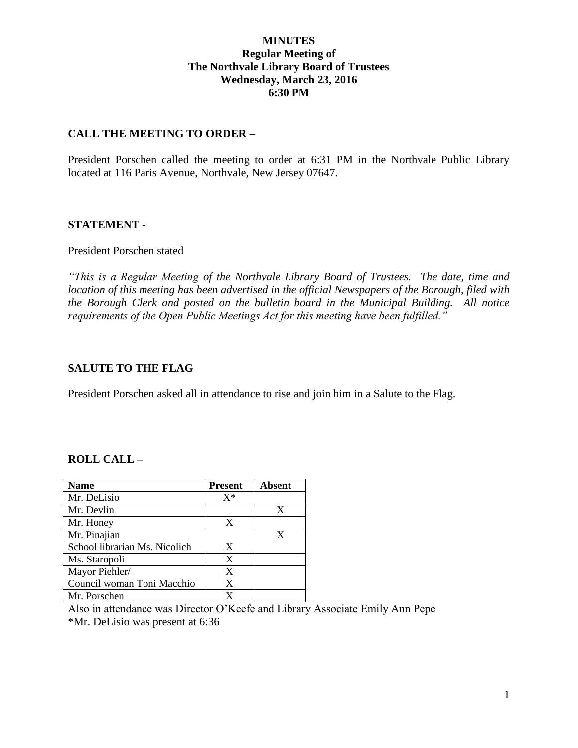**MINUTES**
**Regular Meeting of**
**The Northvale Library Board of Trustees**
**Wednesday, March 23, 2016**
**6:30 PM**

## CALL THE MEETING TO ORDER –

President Porschen called the meeting to order at 6:31 PM in the Northvale Public Library located at 116 Paris Avenue, Northvale, New Jersey 07647.

## STATEMENT -

President Porschen stated

*"This is a Regular Meeting of the Northvale Library Board of Trustees. The date, time and location of this meeting has been advertised in the official Newspapers of the Borough, filed with the Borough Clerk and posted on the bulletin board in the Municipal Building. All notice requirements of the Open Public Meetings Act for this meeting have been fulfilled."*

## SALUTE TO THE FLAG

President Porschen asked all in attendance to rise and join him in a Salute to the Flag.

## ROLL CALL –

| Name | Present | Absent |
|---|---|---|
| Mr. DeLisio | X* | |
| Mr. Devlin | | X |
| Mr. Honey | X | |
| Mr. Pinajian | | X |
| School librarian Ms. Nicolich | X | |
| Ms. Staropoli | X | |
| Mayor Piehler/ | X | |
| Council woman Toni Macchio | X | |
| Mr. Porschen | X | |

Also in attendance was Director O'Keefe and Library Associate Emily Ann Pepe
*Mr. DeLisio was present at 6:36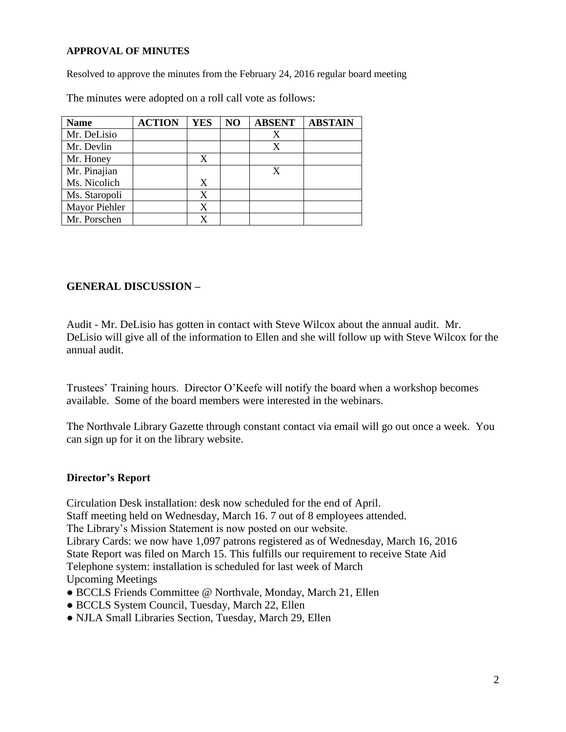**APPROVAL OF MINUTES**

Resolved to approve the minutes from the February 24, 2016 regular board meeting

The minutes were adopted on a roll call vote as follows:

| Name | ACTION | YES | NO | ABSENT | ABSTAIN |
|---|---|---|---|---|---|
| Mr. DeLisio | | | | X | |
| Mr. Devlin | | | | X | |
| Mr. Honey | | X | | | |
| Mr. Pinajian | | | | X | |
| Ms. Nicolich | | X | | | |
| Ms. Staropoli | | X | | | |
| Mayor Piehler | | X | | | |
| Mr. Porschen | | X | | | |

**GENERAL DISCUSSION –**

Audit - Mr. DeLisio has gotten in contact with Steve Wilcox about the annual audit. Mr. DeLisio will give all of the information to Ellen and she will follow up with Steve Wilcox for the annual audit.

Trustees' Training hours. Director O'Keefe will notify the board when a workshop becomes available. Some of the board members were interested in the webinars.

The Northvale Library Gazette through constant contact via email will go out once a week. You can sign up for it on the library website.

**Director's Report**

Circulation Desk installation: desk now scheduled for the end of April.
Staff meeting held on Wednesday, March 16. 7 out of 8 employees attended.
The Library's Mission Statement is now posted on our website.
Library Cards: we now have 1,097 patrons registered as of Wednesday, March 16, 2016
State Report was filed on March 15. This fulfills our requirement to receive State Aid
Telephone system: installation is scheduled for last week of March
Upcoming Meetings

- BCCLS Friends Committee @ Northvale, Monday, March 21, Ellen
- BCCLS System Council, Tuesday, March 22, Ellen
- NJLA Small Libraries Section, Tuesday, March 29, Ellen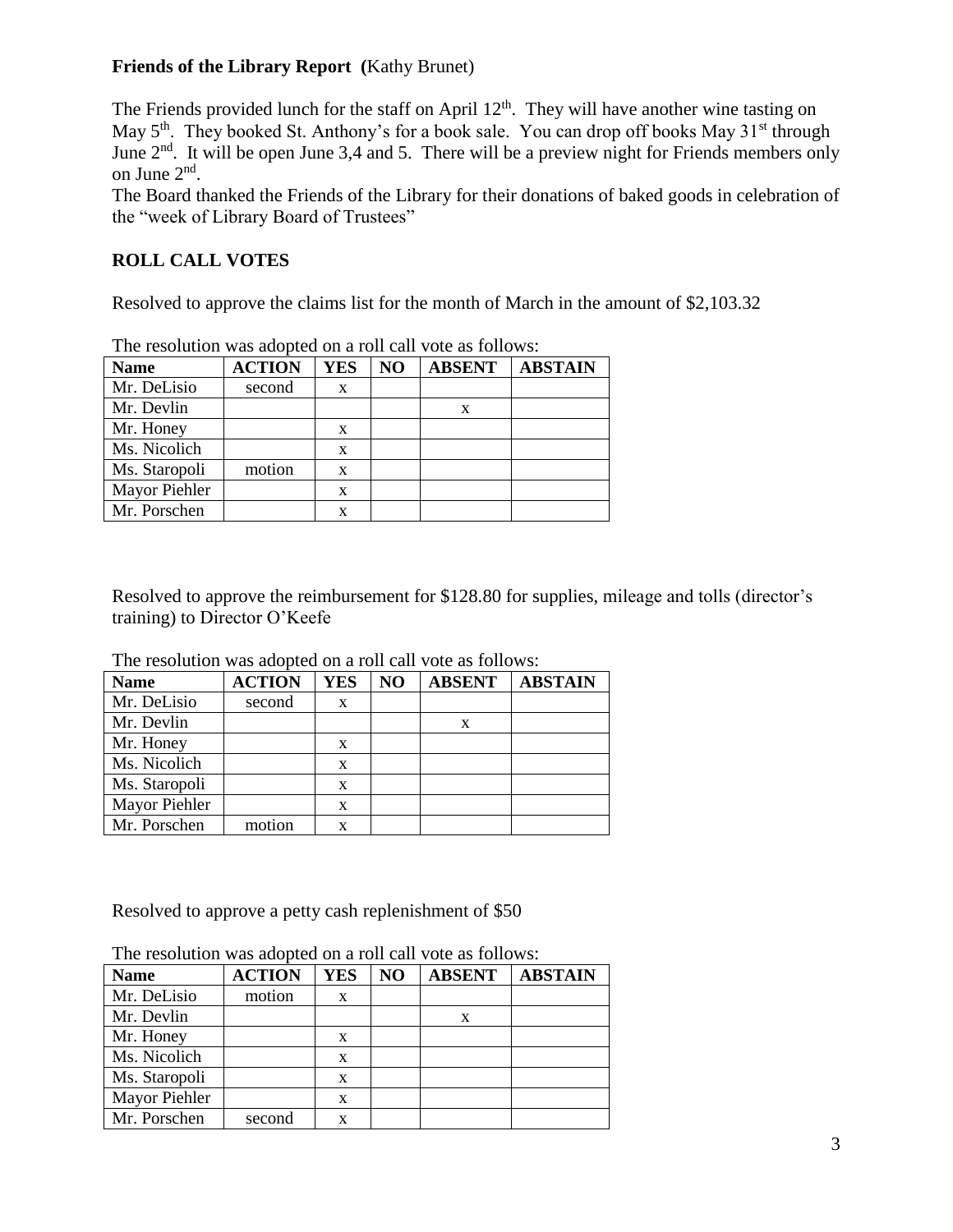**Friends of the Library Report (**Kathy Brunet)

The Friends provided lunch for the staff on April 12th. They will have another wine tasting on May 5th. They booked St. Anthony's for a book sale. You can drop off books May 31st through June 2nd. It will be open June 3,4 and 5. There will be a preview night for Friends members only on June 2nd.

The Board thanked the Friends of the Library for their donations of baked goods in celebration of the "week of Library Board of Trustees"

**ROLL CALL VOTES**

Resolved to approve the claims list for the month of March in the amount of $2,103.32

The resolution was adopted on a roll call vote as follows:

| Name | ACTION | YES | NO | ABSENT | ABSTAIN |
|---|---|---|---|---|---|
| Mr. DeLisio | second | x | | | |
| Mr. Devlin | | | | x | |
| Mr. Honey | | x | | | |
| Ms. Nicolich | | x | | | |
| Ms. Staropoli | motion | x | | | |
| Mayor Piehler | | x | | | |
| Mr. Porschen | | x | | | |

Resolved to approve the reimbursement for $128.80 for supplies, mileage and tolls (director's training) to Director O'Keefe

The resolution was adopted on a roll call vote as follows:

| Name | ACTION | YES | NO | ABSENT | ABSTAIN |
|---|---|---|---|---|---|
| Mr. DeLisio | second | x | | | |
| Mr. Devlin | | | | x | |
| Mr. Honey | | x | | | |
| Ms. Nicolich | | x | | | |
| Ms. Staropoli | | x | | | |
| Mayor Piehler | | x | | | |
| Mr. Porschen | motion | x | | | |

Resolved to approve a petty cash replenishment of $50

The resolution was adopted on a roll call vote as follows:

| Name | ACTION | YES | NO | ABSENT | ABSTAIN |
|---|---|---|---|---|---|
| Mr. DeLisio | motion | x | | | |
| Mr. Devlin | | | | x | |
| Mr. Honey | | x | | | |
| Ms. Nicolich | | x | | | |
| Ms. Staropoli | | x | | | |
| Mayor Piehler | | x | | | |
| Mr. Porschen | second | x | | | |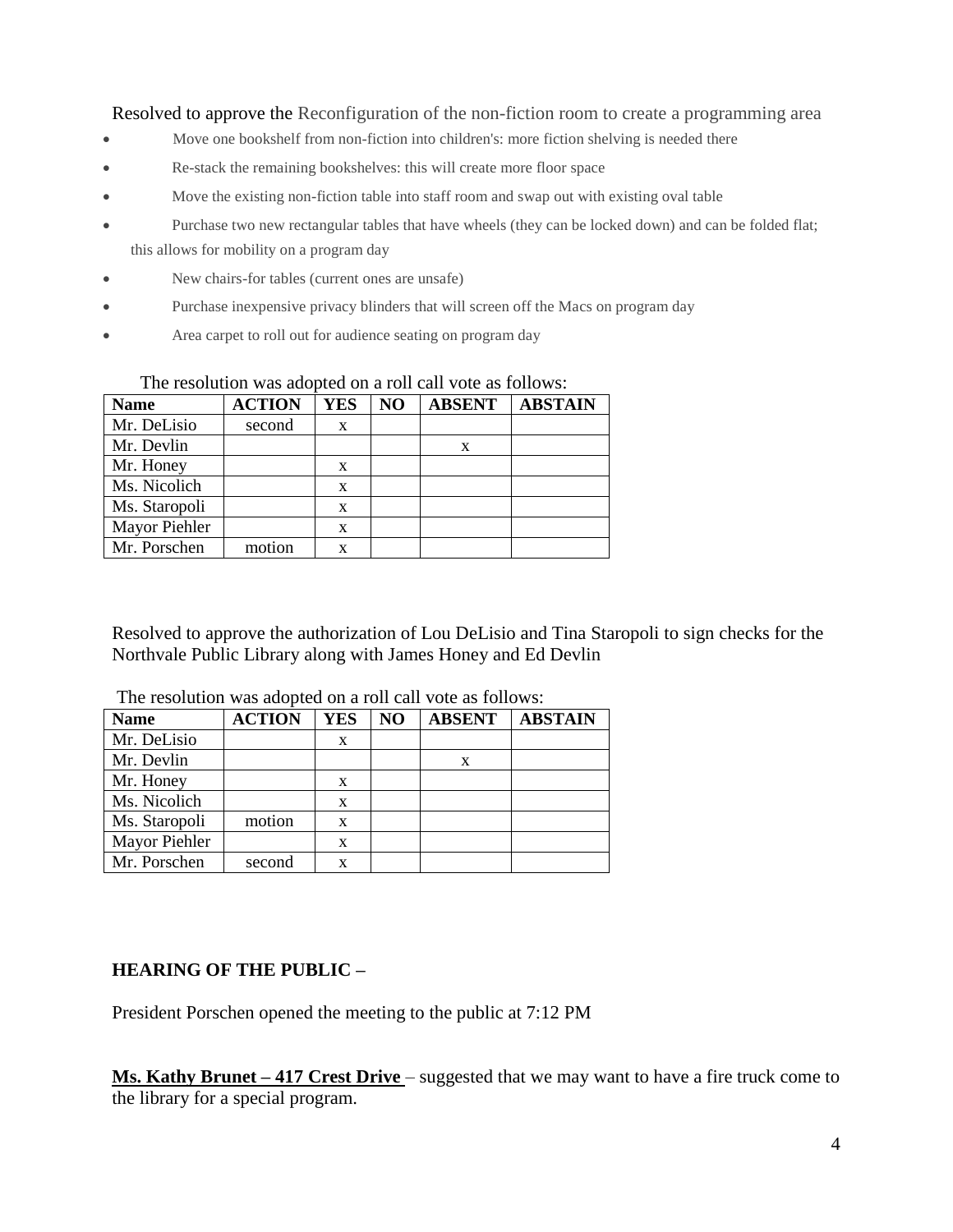Resolved to approve the Reconfiguration of the non-fiction room to create a programming area

- Move one bookshelf from non-fiction into children's: more fiction shelving is needed there
- Re-stack the remaining bookshelves: this will create more floor space
- Move the existing non-fiction table into staff room and swap out with existing oval table
- Purchase two new rectangular tables that have wheels (they can be locked down) and can be folded flat; this allows for mobility on a program day
- New chairs-for tables (current ones are unsafe)
- Purchase inexpensive privacy blinders that will screen off the Macs on program day
- Area carpet to roll out for audience seating on program day

The resolution was adopted on a roll call vote as follows:

| Name | ACTION | YES | NO | ABSENT | ABSTAIN |
|---|---|---|---|---|---|
| Mr. DeLisio | second | x | | | |
| Mr. Devlin | | | | x | |
| Mr. Honey | | x | | | |
| Ms. Nicolich | | x | | | |
| Ms. Staropoli | | x | | | |
| Mayor Piehler | | x | | | |
| Mr. Porschen | motion | x | | | |

Resolved to approve the authorization of Lou DeLisio and Tina Staropoli to sign checks for the Northvale Public Library along with James Honey and Ed Devlin

The resolution was adopted on a roll call vote as follows:

| Name | ACTION | YES | NO | ABSENT | ABSTAIN |
|---|---|---|---|---|---|
| Mr. DeLisio | | x | | | |
| Mr. Devlin | | | | x | |
| Mr. Honey | | x | | | |
| Ms. Nicolich | | x | | | |
| Ms. Staropoli | motion | x | | | |
| Mayor Piehler | | x | | | |
| Mr. Porschen | second | x | | | |

**HEARING OF THE PUBLIC –**

President Porschen opened the meeting to the public at 7:12 PM

**Ms. Kathy Brunet – 417 Crest Drive** – suggested that we may want to have a fire truck come to the library for a special program.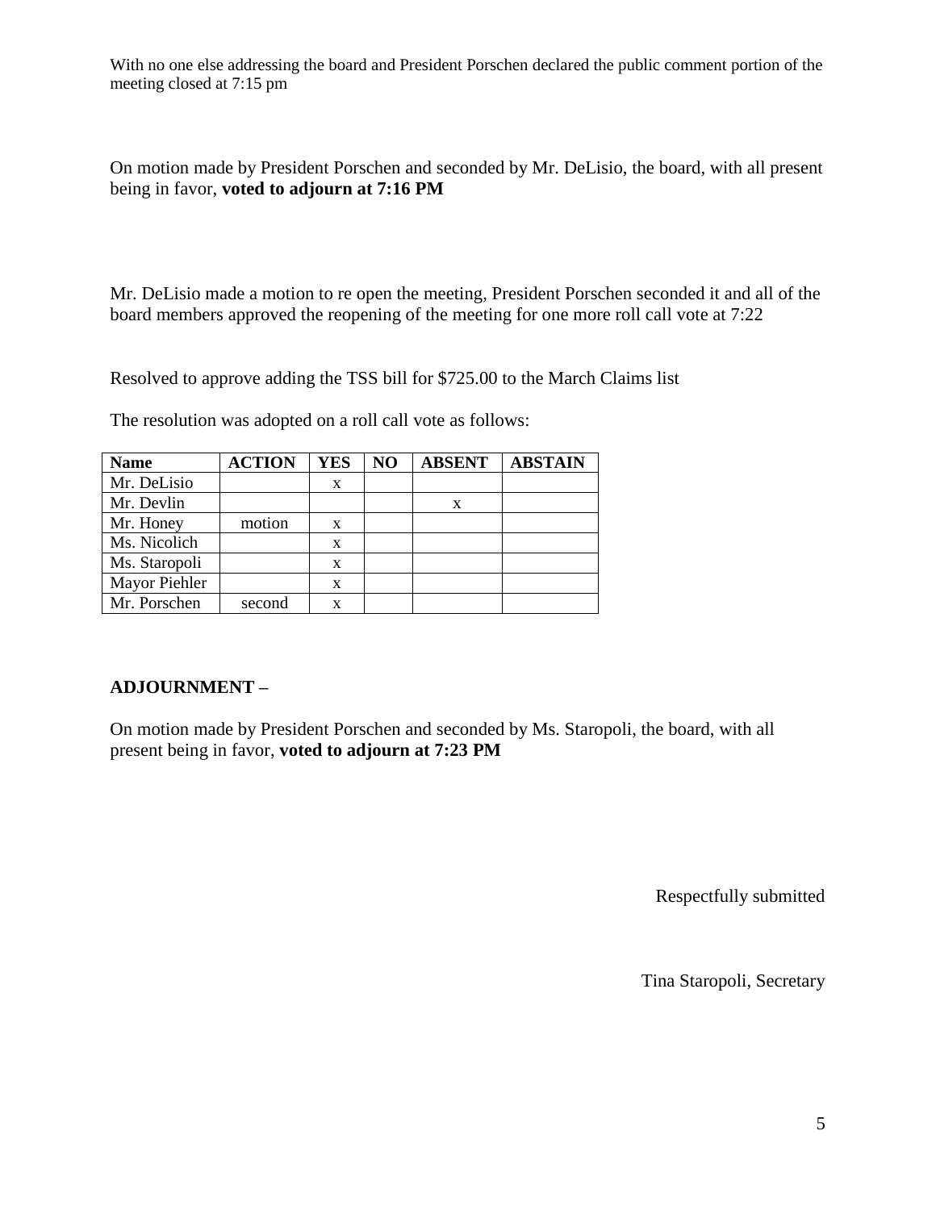With no one else addressing the board and President Porschen declared the public comment portion of the meeting closed at 7:15 pm

On motion made by President Porschen and seconded by Mr. DeLisio, the board, with all present being in favor, **voted to adjourn at 7:16 PM**

Mr. DeLisio made a motion to re open the meeting, President Porschen seconded it and all of the board members approved the reopening of the meeting for one more roll call vote at 7:22

Resolved to approve adding the TSS bill for $725.00 to the March Claims list

The resolution was adopted on a roll call vote as follows:

| Name | ACTION | YES | NO | ABSENT | ABSTAIN |
|---|---|---|---|---|---|
| Mr. DeLisio | | x | | | |
| Mr. Devlin | | | | x | |
| Mr. Honey | motion | x | | | |
| Ms. Nicolich | | x | | | |
| Ms. Staropoli | | x | | | |
| Mayor Piehler | | x | | | |
| Mr. Porschen | second | x | | | |

**ADJOURNMENT –**

On motion made by President Porschen and seconded by Ms. Staropoli, the board, with all present being in favor, **voted to adjourn at 7:23 PM**

Respectfully submitted

Tina Staropoli, Secretary